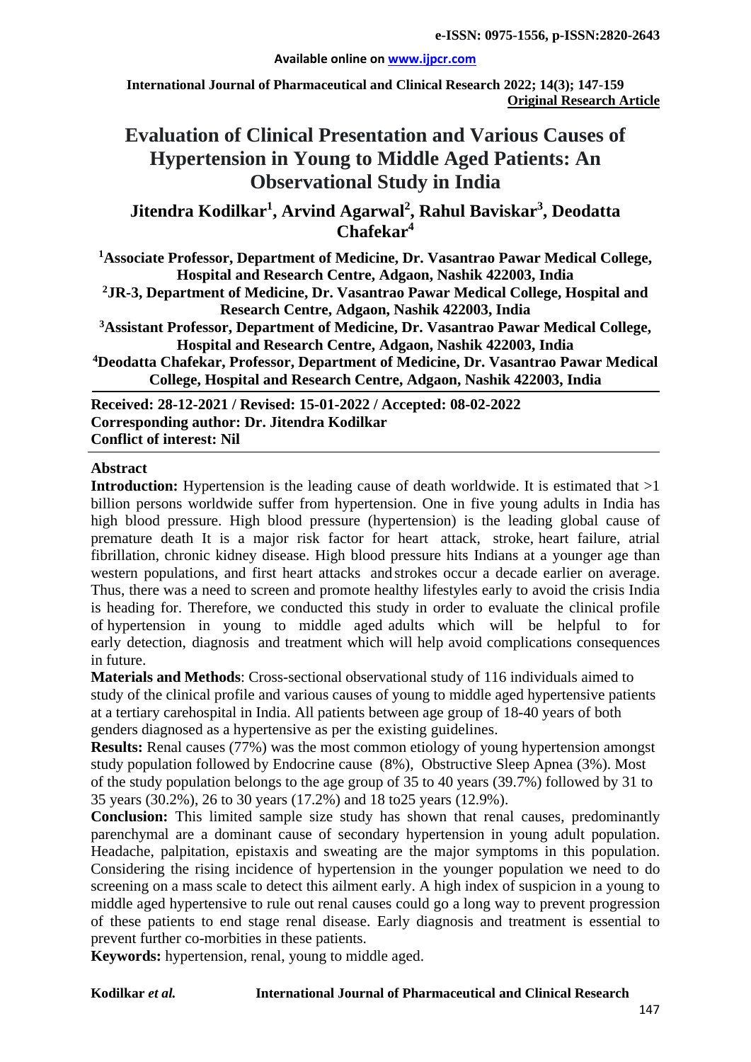# Evaluation of Clinical Presentation and Various Causes of Hypertension in Young to Middle Aged Patients: An Observational Study in India

**Jitendra Kodilkar[1], Arvind Agarwal[2], Rahul Baviskar[3], Deodatta Chafekar[4]**

**[1]Associate Professor, Department of Medicine, Dr. Vasantrao Pawar Medical College, Hospital and Research Centre, Adgaon, Nashik 422003, India**

**[2]JR-3, Department of Medicine, Dr. Vasantrao Pawar Medical College, Hospital and Research Centre, Adgaon, Nashik 422003, India**

**[3]Assistant Professor, Department of Medicine, Dr. Vasantrao Pawar Medical College, Hospital and Research Centre, Adgaon, Nashik 422003, India**

**[4]Deodatta Chafekar, Professor, Department of Medicine, Dr. Vasantrao Pawar Medical College, Hospital and Research Centre, Adgaon, Nashik 422003, India**

**Received: 28-12-2021 / Revised: 15-01-2022 / Accepted: 08-02-2022**
**Corresponding author: Dr. Jitendra Kodilkar**
**Conflict of interest: Nil**

## Abstract

**Introduction:** Hypertension is the leading cause of death worldwide. It is estimated that >1 billion persons worldwide suffer from hypertension. One in five young adults in India has high blood pressure. High blood pressure (hypertension) is the leading global cause of premature death It is a major risk factor for heart attack, stroke, heart failure, atrial fibrillation, chronic kidney disease. High blood pressure hits Indians at a younger age than western populations, and first heart attacks and strokes occur a decade earlier on average. Thus, there was a need to screen and promote healthy lifestyles early to avoid the crisis India is heading for. Therefore, we conducted this study in order to evaluate the clinical profile of hypertension in young to middle aged adults which will be helpful to for early detection, diagnosis and treatment which will help avoid complications consequences in future.

**Materials and Methods**: Cross-sectional observational study of 116 individuals aimed to study of the clinical profile and various causes of young to middle aged hypertensive patients at a tertiary carehospital in India. All patients between age group of 18-40 years of both genders diagnosed as a hypertensive as per the existing guidelines.

**Results:** Renal causes (77%) was the most common etiology of young hypertension amongst study population followed by Endocrine cause (8%), Obstructive Sleep Apnea (3%). Most of the study population belongs to the age group of 35 to 40 years (39.7%) followed by 31 to 35 years (30.2%), 26 to 30 years (17.2%) and 18 to25 years (12.9%).

**Conclusion:** This limited sample size study has shown that renal causes, predominantly parenchymal are a dominant cause of secondary hypertension in young adult population. Headache, palpitation, epistaxis and sweating are the major symptoms in this population. Considering the rising incidence of hypertension in the younger population we need to do screening on a mass scale to detect this ailment early. A high index of suspicion in a young to middle aged hypertensive to rule out renal causes could go a long way to prevent progression of these patients to end stage renal disease. Early diagnosis and treatment is essential to prevent further co-morbities in these patients.

**Keywords:** hypertension, renal, young to middle aged.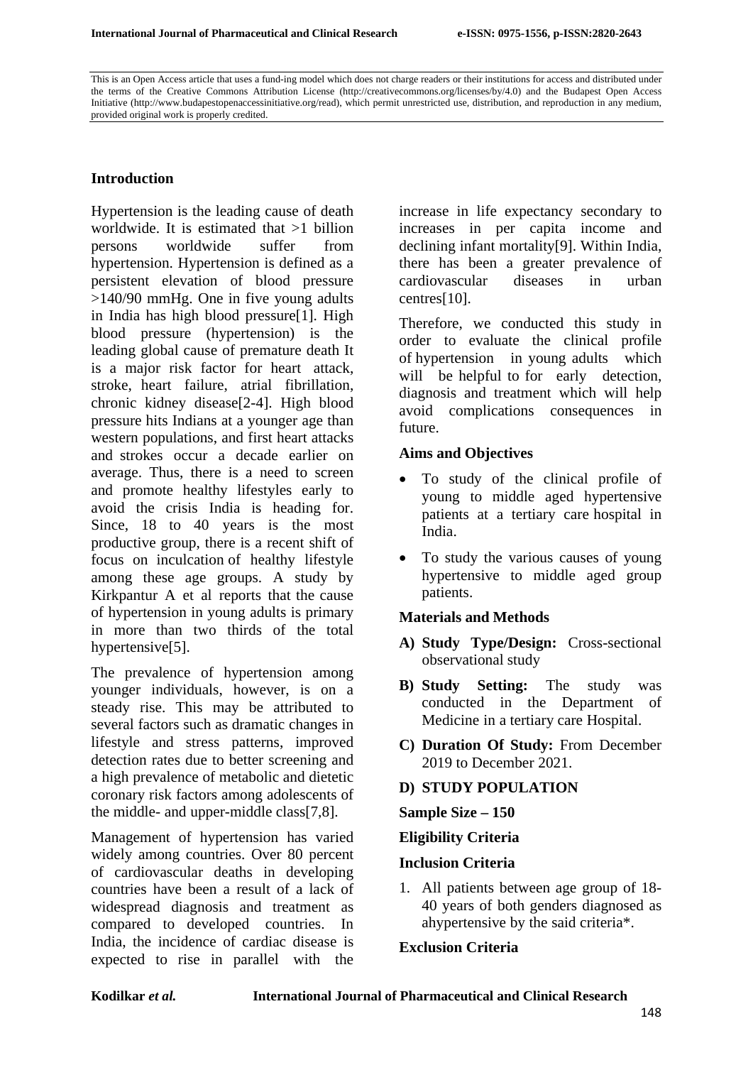This is an Open Access article that uses a fund-ing model which does not charge readers or their institutions for access and distributed under the terms of the Creative Commons Attribution License (http://creativecommons.org/licenses/by/4.0) and the Budapest Open Access Initiative (http://www.budapestopenaccessinitiative.org/read), which permit unrestricted use, distribution, and reproduction in any medium, provided original work is properly credited.

## Introduction

Hypertension is the leading cause of death worldwide. It is estimated that >1 billion persons worldwide suffer from hypertension. Hypertension is defined as a persistent elevation of blood pressure >140/90 mmHg. One in five young adults in India has high blood pressure[1]. High blood pressure (hypertension) is the leading global cause of premature death It is a major risk factor for heart attack, stroke, heart failure, atrial fibrillation, chronic kidney disease[2-4]. High blood pressure hits Indians at a younger age than western populations, and first heart attacks and strokes occur a decade earlier on average. Thus, there is a need to screen and promote healthy lifestyles early to avoid the crisis India is heading for. Since, 18 to 40 years is the most productive group, there is a recent shift of focus on inculcation of healthy lifestyle among these age groups. A study by Kirkpantur A et al reports that the cause of hypertension in young adults is primary in more than two thirds of the total hypertensive[5].

The prevalence of hypertension among younger individuals, however, is on a steady rise. This may be attributed to several factors such as dramatic changes in lifestyle and stress patterns, improved detection rates due to better screening and a high prevalence of metabolic and dietetic coronary risk factors among adolescents of the middle- and upper-middle class[7,8].

Management of hypertension has varied widely among countries. Over 80 percent of cardiovascular deaths in developing countries have been a result of a lack of widespread diagnosis and treatment as compared to developed countries. In India, the incidence of cardiac disease is expected to rise in parallel with the increase in life expectancy secondary to increases in per capita income and declining infant mortality[9]. Within India, there has been a greater prevalence of cardiovascular diseases in urban centres[10].

Therefore, we conducted this study in order to evaluate the clinical profile of hypertension in young adults which will be helpful to for early detection, diagnosis and treatment which will help avoid complications consequences in future.

### Aims and Objectives

- To study of the clinical profile of young to middle aged hypertensive patients at a tertiary care hospital in India.
- To study the various causes of young hypertensive to middle aged group patients.

### Materials and Methods

A) **Study Type/Design:** Cross-sectional observational study

B) **Study Setting:** The study was conducted in the Department of Medicine in a tertiary care Hospital.

C) **Duration Of Study:** From December 2019 to December 2021.

D) **STUDY POPULATION**

**Sample Size – 150**

**Eligibility Criteria**

**Inclusion Criteria**

1. All patients between age group of 18-40 years of both genders diagnosed as ahypertensive by the said criteria*.

**Exclusion Criteria**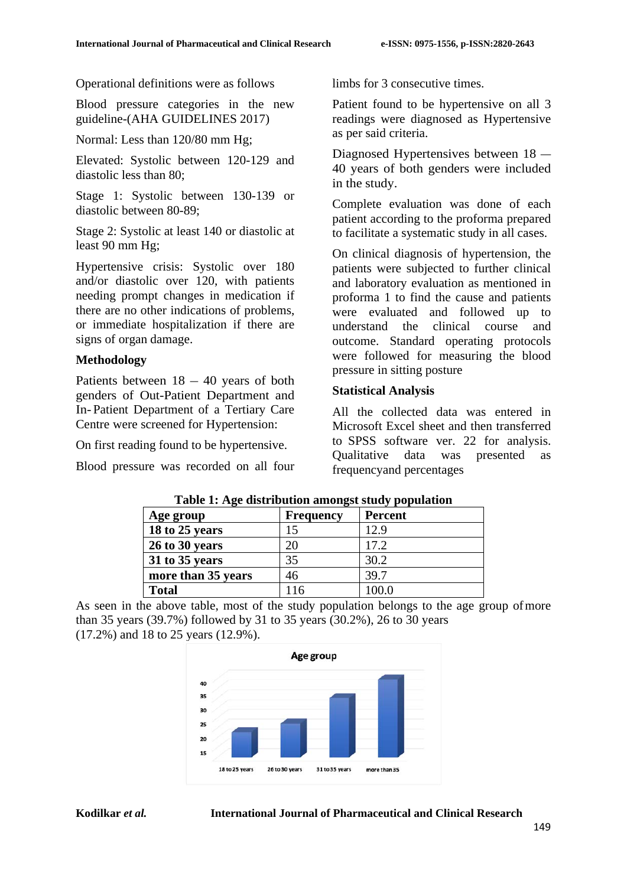Operational definitions were as follows

Blood pressure categories in the new guideline-(AHA GUIDELINES 2017)

Normal: Less than 120/80 mm Hg;

Elevated: Systolic between 120-129 and diastolic less than 80;

Stage 1: Systolic between 130-139 or diastolic between 80-89;

Stage 2: Systolic at least 140 or diastolic at least 90 mm Hg;

Hypertensive crisis: Systolic over 180 and/or diastolic over 120, with patients needing prompt changes in medication if there are no other indications of problems, or immediate hospitalization if there are signs of organ damage.

## Methodology

Patients between 18 – 40 years of both genders of Out-Patient Department and In-Patient Department of a Tertiary Care Centre were screened for Hypertension:

On first reading found to be hypertensive.

Blood pressure was recorded on all four limbs for 3 consecutive times.

Patient found to be hypertensive on all 3 readings were diagnosed as Hypertensive as per said criteria.

Diagnosed Hypertensives between 18 — 40 years of both genders were included in the study.

Complete evaluation was done of each patient according to the proforma prepared to facilitate a systematic study in all cases.

On clinical diagnosis of hypertension, the patients were subjected to further clinical and laboratory evaluation as mentioned in proforma 1 to find the cause and patients were evaluated and followed up to understand the clinical course and outcome. Standard operating protocols were followed for measuring the blood pressure in sitting posture

## Statistical Analysis

All the collected data was entered in Microsoft Excel sheet and then transferred to SPSS software ver. 22 for analysis. Qualitative data was presented as frequencyand percentages

**Table 1: Age distribution amongst study population**

| Age group | Frequency | Percent |
|---|---|---|
| **18 to 25 years** | 15 | 12.9 |
| **26 to 30 years** | 20 | 17.2 |
| **31 to 35 years** | 35 | 30.2 |
| **more than 35 years** | 46 | 39.7 |
| **Total** | 116 | 100.0 |

As seen in the above table, most of the study population belongs to the age group of more than 35 years (39.7%) followed by 31 to 35 years (30.2%), 26 to 30 years (17.2%) and 18 to 25 years (12.9%).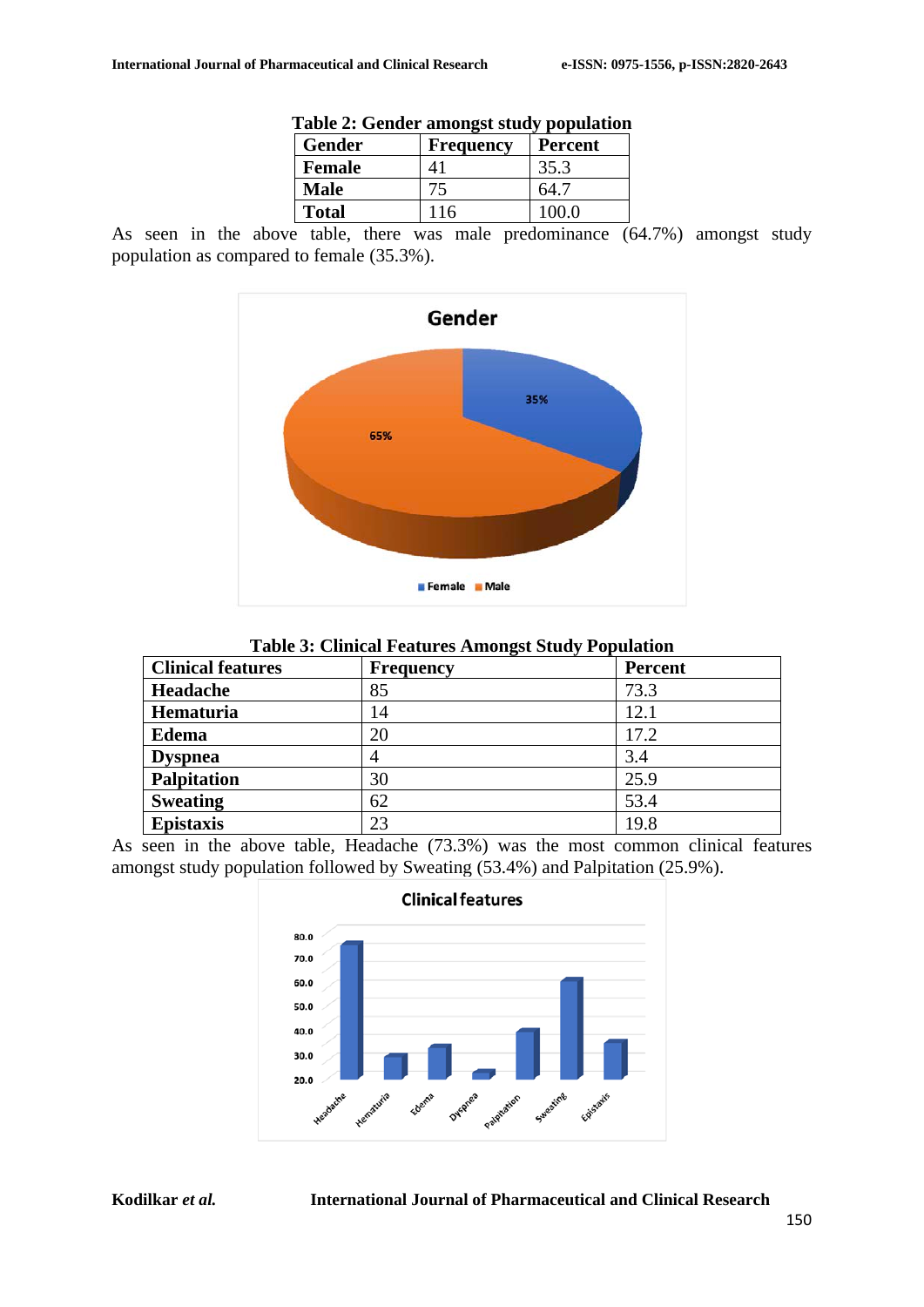**Table 2: Gender amongst study population**

| Gender | Frequency | Percent |
|---|---|---|
| Female | 41 | 35.3 |
| Male | 75 | 64.7 |
| Total | 116 | 100.0 |

As seen in the above table, there was male predominance (64.7%) amongst study population as compared to female (35.3%).

**Table 3: Clinical Features Amongst Study Population**

| Clinical features | Frequency | Percent |
|---|---|---|
| Headache | 85 | 73.3 |
| Hematuria | 14 | 12.1 |
| Edema | 20 | 17.2 |
| Dyspnea | 4 | 3.4 |
| Palpitation | 30 | 25.9 |
| Sweating | 62 | 53.4 |
| Epistaxis | 23 | 19.8 |

As seen in the above table, Headache (73.3%) was the most common clinical features amongst study population followed by Sweating (53.4%) and Palpitation (25.9%).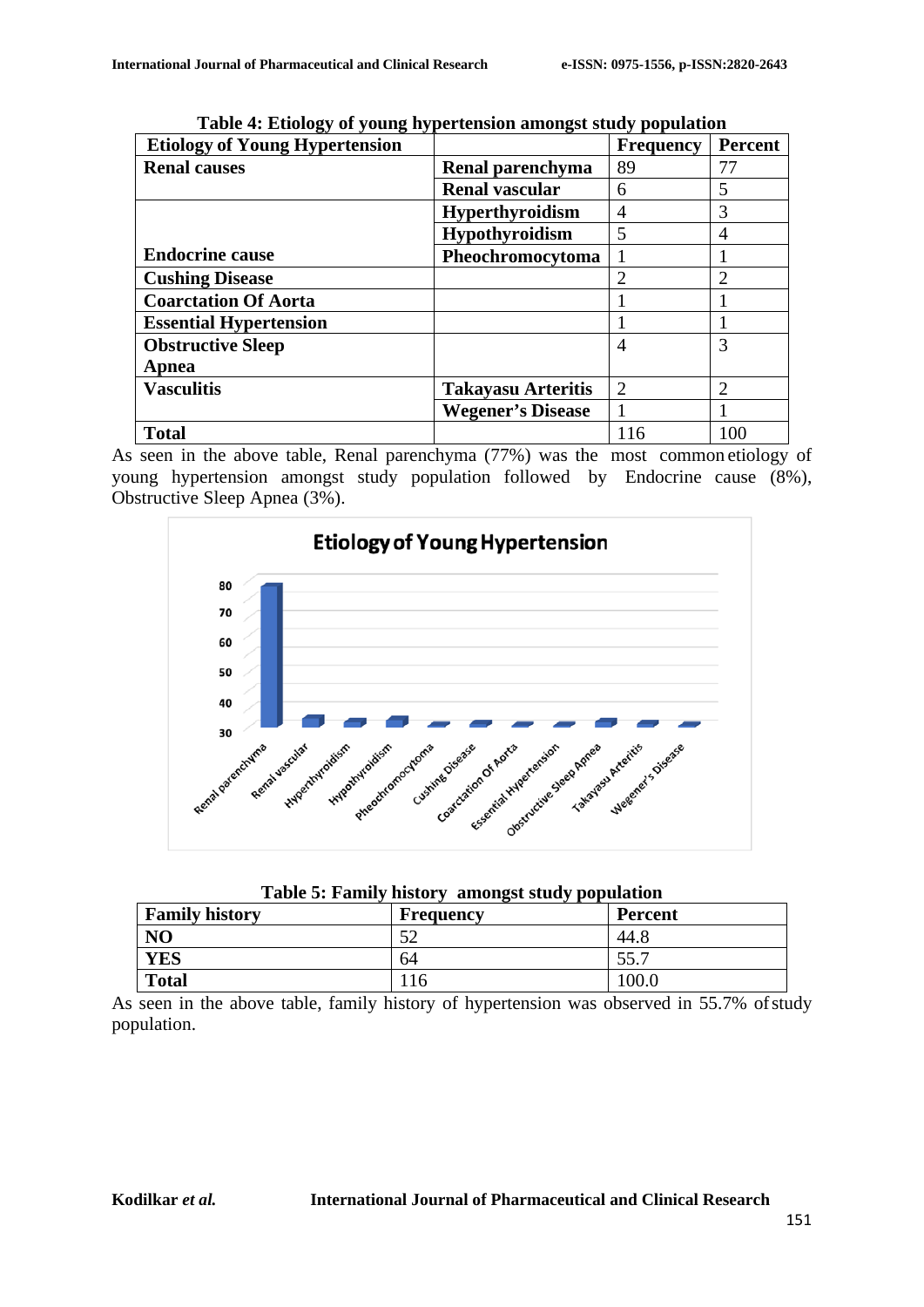**Table 4: Etiology of young hypertension amongst study population**

| Etiology of Young Hypertension | | Frequency | Percent |
|---|---|---|---|
| **Renal causes** | **Renal parenchyma** | 89 | 77 |
| | **Renal vascular** | 6 | 5 |
| **Endocrine cause** | **Hyperthyroidism** | 4 | 3 |
| | **Hypothyroidism** | 5 | 4 |
| | **Pheochromocytoma** | 1 | 1 |
| **Cushing Disease** | | 2 | 2 |
| **Coarctation Of Aorta** | | 1 | 1 |
| **Essential Hypertension** | | 1 | 1 |
| **Obstructive Sleep Apnea** | | 4 | 3 |
| **Vasculitis** | **Takayasu Arteritis** | 2 | 2 |
| | **Wegener's Disease** | 1 | 1 |
| **Total** | | 116 | 100 |

As seen in the above table, Renal parenchyma (77%) was the most common etiology of young hypertension amongst study population followed by Endocrine cause (8%), Obstructive Sleep Apnea (3%).

**Table 5: Family history amongst study population**

| Family history | Frequency | Percent |
|---|---|---|
| **NO** | 52 | 44.8 |
| **YES** | 64 | 55.7 |
| **Total** | 116 | 100.0 |

As seen in the above table, family history of hypertension was observed in 55.7% of study population.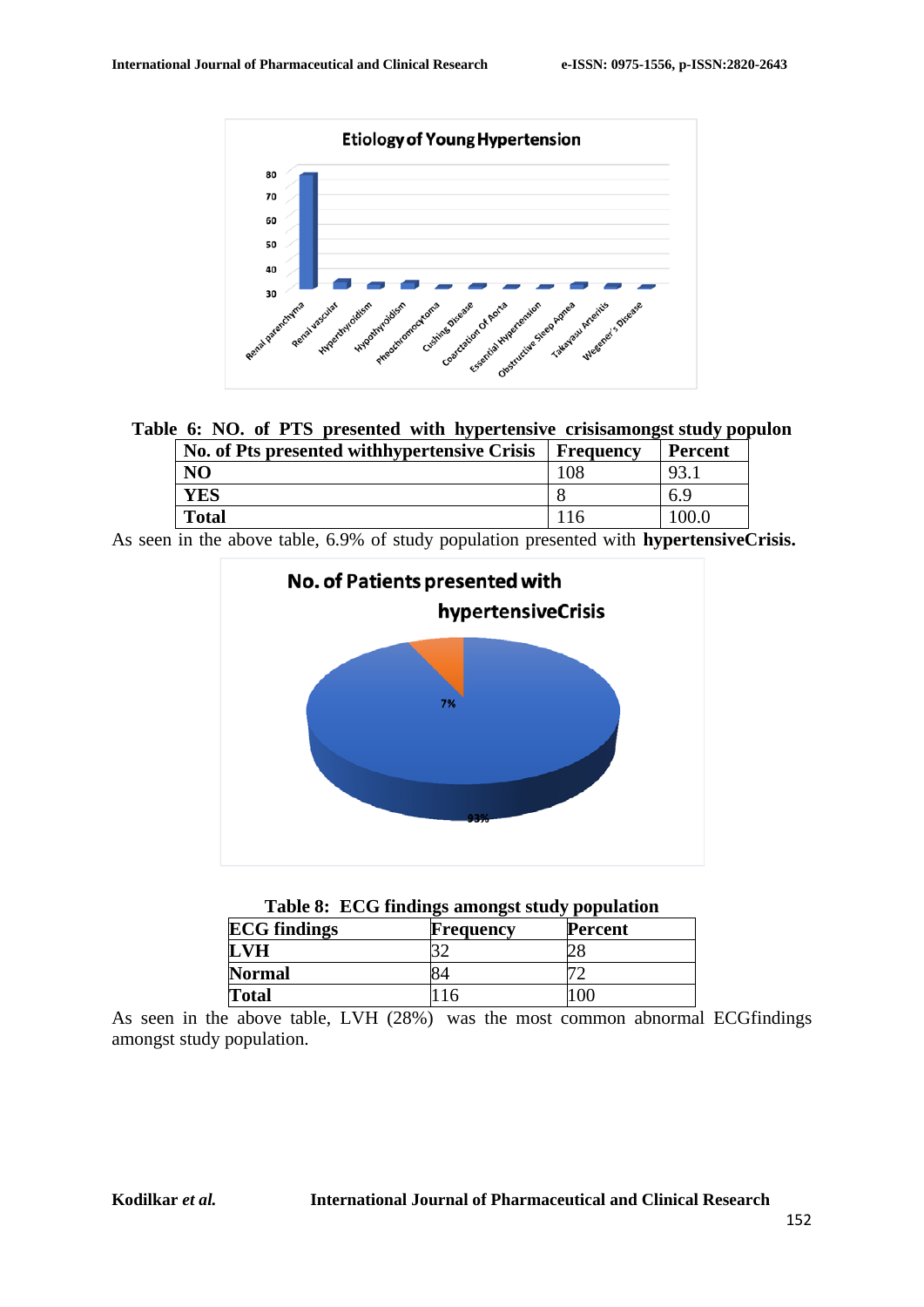**Table 6: NO. of PTS presented with hypertensive crisisamongst study populon**

| No. of Pts presented withhypertensive Crisis | Frequency | Percent |
|---|---|---|
| **NO** | 108 | 93.1 |
| **YES** | 8 | 6.9 |
| **Total** | 116 | 100.0 |

As seen in the above table, 6.9% of study population presented with **hypertensiveCrisis.**

**Table 8: ECG findings amongst study population**

| ECG findings | Frequency | Percent |
|---|---|---|
| **LVH** | 32 | 28 |
| **Normal** | 84 | 72 |
| **Total** | 116 | 100 |

As seen in the above table, LVH (28%) was the most common abnormal ECGfindings amongst study population.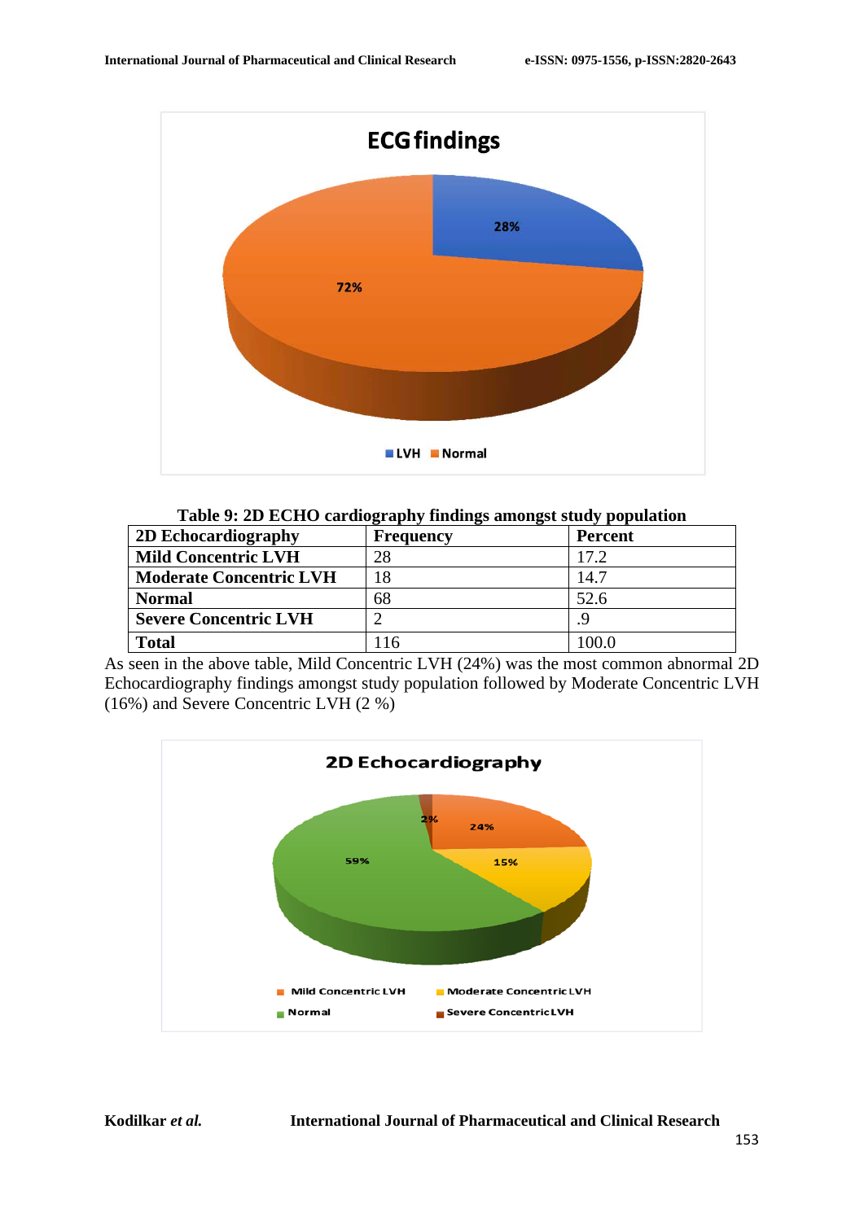**Table 9: 2D ECHO cardiography findings amongst study population**

| 2D Echocardiography | Frequency | Percent |
|---|---|---|
| Mild Concentric LVH | 28 | 17.2 |
| Moderate Concentric LVH | 18 | 14.7 |
| Normal | 68 | 52.6 |
| Severe Concentric LVH | 2 | .9 |
| Total | 116 | 100.0 |

As seen in the above table, Mild Concentric LVH (24%) was the most common abnormal 2D Echocardiography findings amongst study population followed by Moderate Concentric LVH (16%) and Severe Concentric LVH (2 %)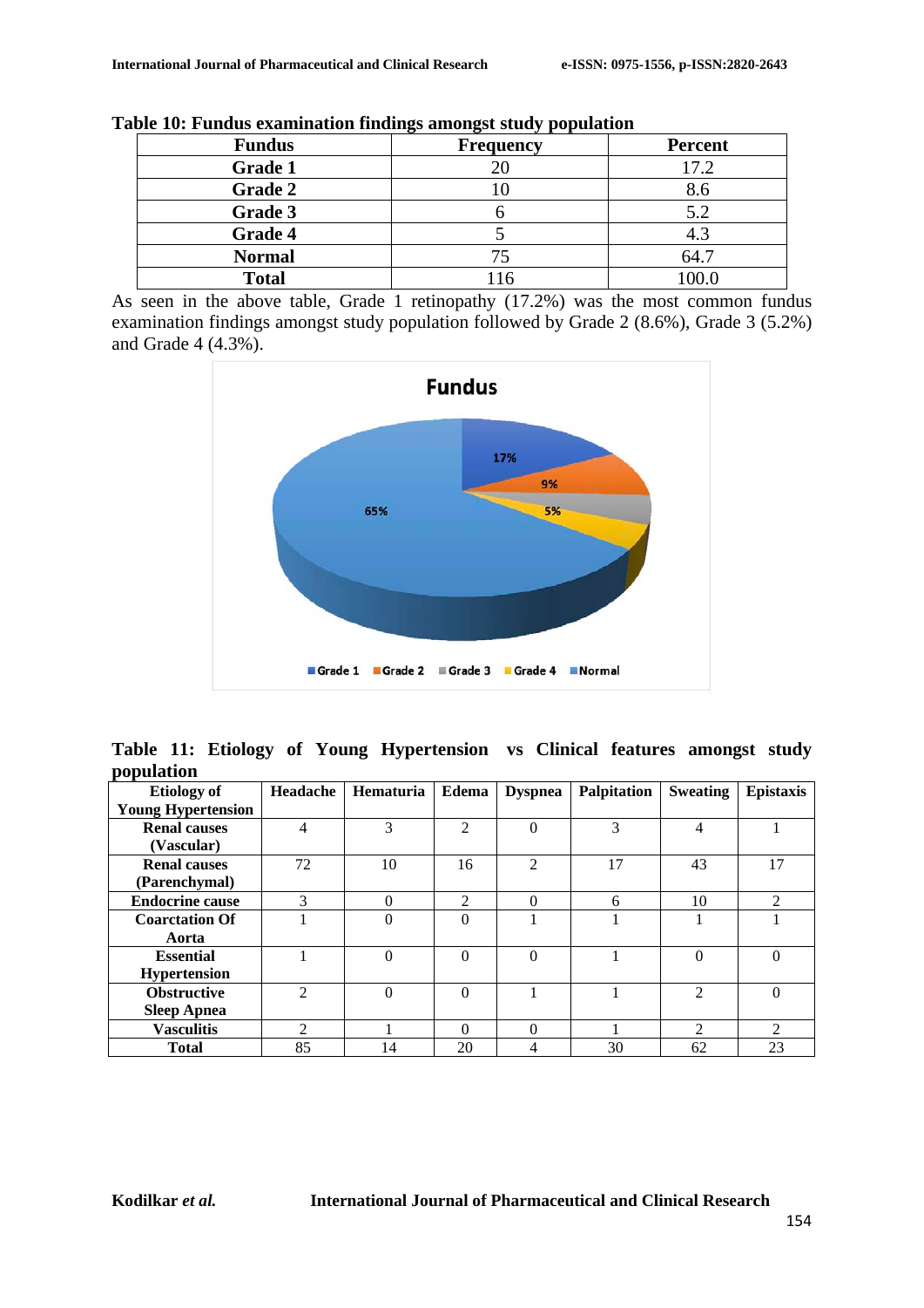**Table 10: Fundus examination findings amongst study population**

| Fundus | Frequency | Percent |
|---|---|---|
| Grade 1 | 20 | 17.2 |
| Grade 2 | 10 | 8.6 |
| Grade 3 | 6 | 5.2 |
| Grade 4 | 5 | 4.3 |
| Normal | 75 | 64.7 |
| Total | 116 | 100.0 |

As seen in the above table, Grade 1 retinopathy (17.2%) was the most common fundus examination findings amongst study population followed by Grade 2 (8.6%), Grade 3 (5.2%) and Grade 4 (4.3%).

**Table 11: Etiology of Young Hypertension vs Clinical features amongst study population**

| Etiology of Young Hypertension | Headache | Hematuria | Edema | Dyspnea | Palpitation | Sweating | Epistaxis |
|---|---|---|---|---|---|---|---|
| Renal causes (Vascular) | 4 | 3 | 2 | 0 | 3 | 4 | 1 |
| Renal causes (Parenchymal) | 72 | 10 | 16 | 2 | 17 | 43 | 17 |
| Endocrine cause | 3 | 0 | 2 | 0 | 6 | 10 | 2 |
| Coarctation Of Aorta | 1 | 0 | 0 | 1 | 1 | 1 | 1 |
| Essential Hypertension | 1 | 0 | 0 | 0 | 1 | 0 | 0 |
| Obstructive Sleep Apnea | 2 | 0 | 0 | 1 | 1 | 2 | 0 |
| Vasculitis | 2 | 1 | 0 | 0 | 1 | 2 | 2 |
| Total | 85 | 14 | 20 | 4 | 30 | 62 | 23 |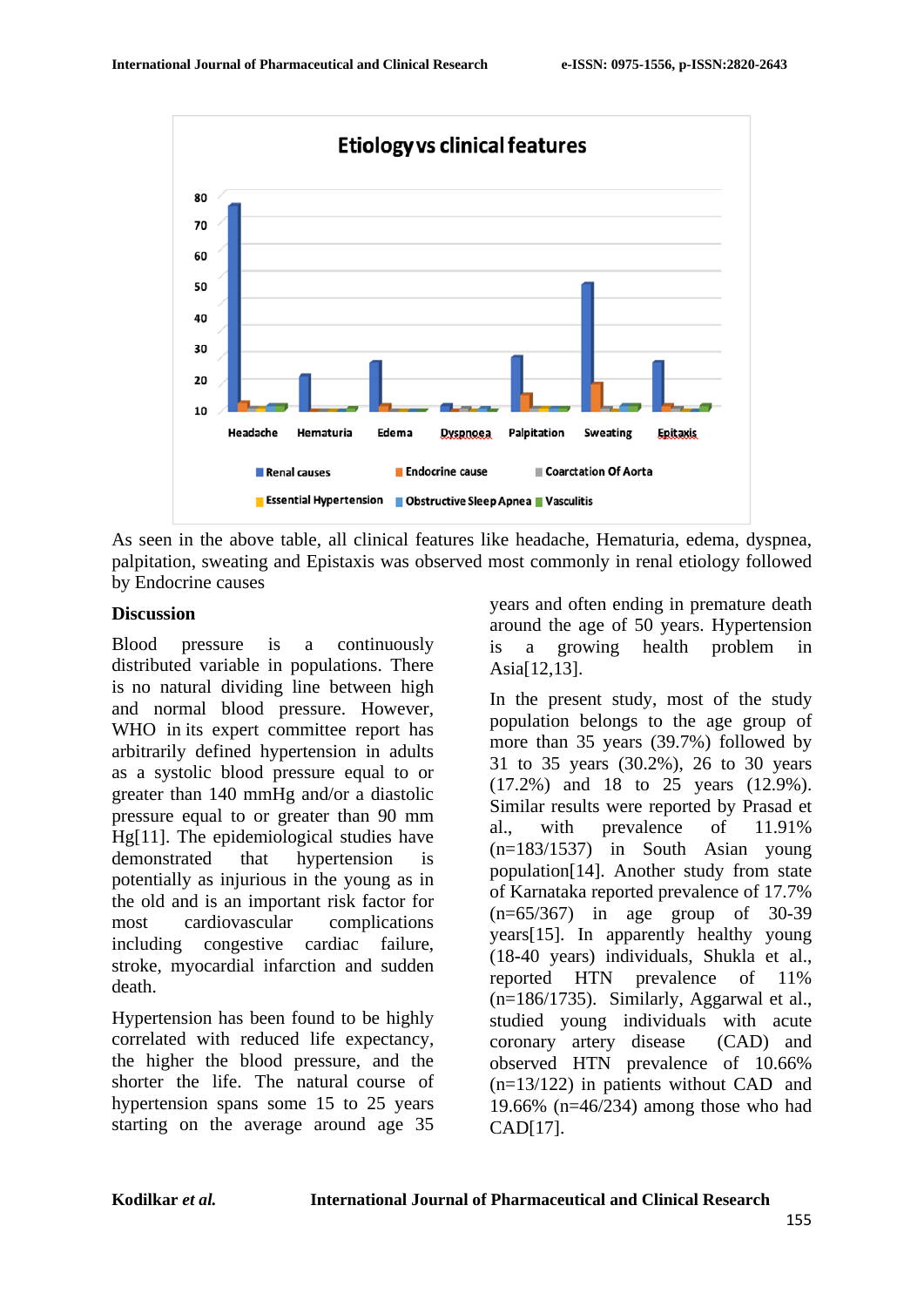As seen in the above table, all clinical features like headache, Hematuria, edema, dyspnea, palpitation, sweating and Epistaxis was observed most commonly in renal etiology followed by Endocrine causes

## Discussion

Blood pressure is a continuously distributed variable in populations. There is no natural dividing line between high and normal blood pressure. However, WHO in its expert committee report has arbitrarily defined hypertension in adults as a systolic blood pressure equal to or greater than 140 mmHg and/or a diastolic pressure equal to or greater than 90 mm Hg[11]. The epidemiological studies have demonstrated that hypertension is potentially as injurious in the young as in the old and is an important risk factor for most cardiovascular complications including congestive cardiac failure, stroke, myocardial infarction and sudden death.

Hypertension has been found to be highly correlated with reduced life expectancy, the higher the blood pressure, and the shorter the life. The natural course of hypertension spans some 15 to 25 years starting on the average around age 35 years and often ending in premature death around the age of 50 years. Hypertension is a growing health problem in Asia[12,13].

In the present study, most of the study population belongs to the age group of more than 35 years (39.7%) followed by 31 to 35 years (30.2%), 26 to 30 years (17.2%) and 18 to 25 years (12.9%). Similar results were reported by Prasad et al., with prevalence of 11.91% (n=183/1537) in South Asian young population[14]. Another study from state of Karnataka reported prevalence of 17.7% (n=65/367) in age group of 30-39 years[15]. In apparently healthy young (18-40 years) individuals, Shukla et al., reported HTN prevalence of 11% (n=186/1735). Similarly, Aggarwal et al., studied young individuals with acute coronary artery disease (CAD) and observed HTN prevalence of 10.66% (n=13/122) in patients without CAD and 19.66% (n=46/234) among those who had CAD[17].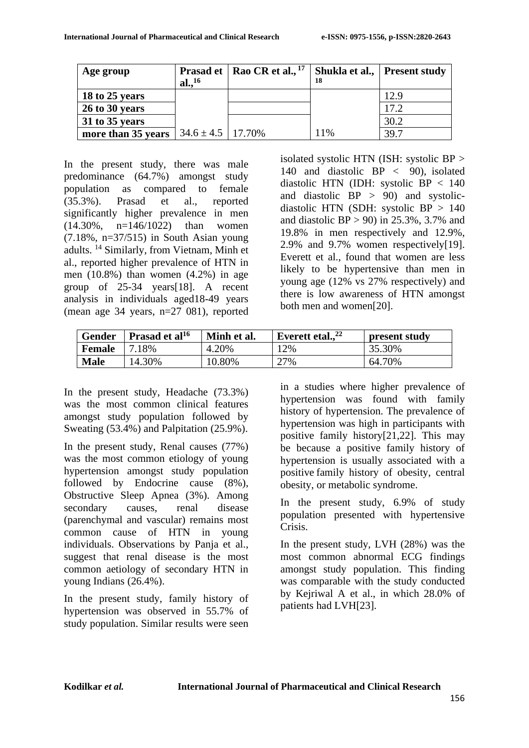| Age group | Prasad et al.,[16] | Rao CR et al., [17] | Shukla et al., [18] | Present study |
|---|---|---|---|---|
| 18 to 25 years | | | | 12.9 |
| 26 to 30 years | | | | 17.2 |
| 31 to 35 years | | | | 30.2 |
| more than 35 years | 34.6 ± 4.5 | 17.70% | 11% | 39.7 |

In the present study, there was male predominance (64.7%) amongst study population as compared to female (35.3%). Prasad et al., reported significantly higher prevalence in men (14.30%, n=146/1022) than women (7.18%, n=37/515) in South Asian young adults. [14] Similarly, from Vietnam, Minh et al., reported higher prevalence of HTN in men (10.8%) than women (4.2%) in age group of 25-34 years[18]. A recent analysis in individuals aged18-49 years (mean age 34 years, n=27 081), reported isolated systolic HTN (ISH: systolic BP > 140 and diastolic BP < 90), isolated diastolic HTN (IDH: systolic BP < 140 and diastolic BP > 90) and systolic-diastolic HTN (SDH: systolic BP > 140 and diastolic BP > 90) in 25.3%, 3.7% and 19.8% in men respectively and 12.9%, 2.9% and 9.7% women respectively[19]. Everett et al., found that women are less likely to be hypertensive than men in young age (12% vs 27% respectively) and there is low awareness of HTN amongst both men and women[20].

| Gender | Prasad et al[16] | Minh et al. | Everett etal.,[22] | present study |
|---|---|---|---|---|
| Female | 7.18% | 4.20% | 12% | 35.30% |
| Male | 14.30% | 10.80% | 27% | 64.70% |

In the present study, Headache (73.3%) was the most common clinical features amongst study population followed by Sweating (53.4%) and Palpitation (25.9%).

In the present study, Renal causes (77%) was the most common etiology of young hypertension amongst study population followed by Endocrine cause (8%), Obstructive Sleep Apnea (3%). Among secondary causes, renal disease (parenchymal and vascular) remains most common cause of HTN in young individuals. Observations by Panja et al., suggest that renal disease is the most common aetiology of secondary HTN in young Indians (26.4%).

In the present study, family history of hypertension was observed in 55.7% of study population. Similar results were seen in a studies where higher prevalence of hypertension was found with family history of hypertension. The prevalence of hypertension was high in participants with positive family history[21,22]. This may be because a positive family history of hypertension is usually associated with a positive family history of obesity, central obesity, or metabolic syndrome.

In the present study, 6.9% of study population presented with hypertensive Crisis.

In the present study, LVH (28%) was the most common abnormal ECG findings amongst study population. This finding was comparable with the study conducted by Kejriwal A et al., in which 28.0% of patients had LVH[23].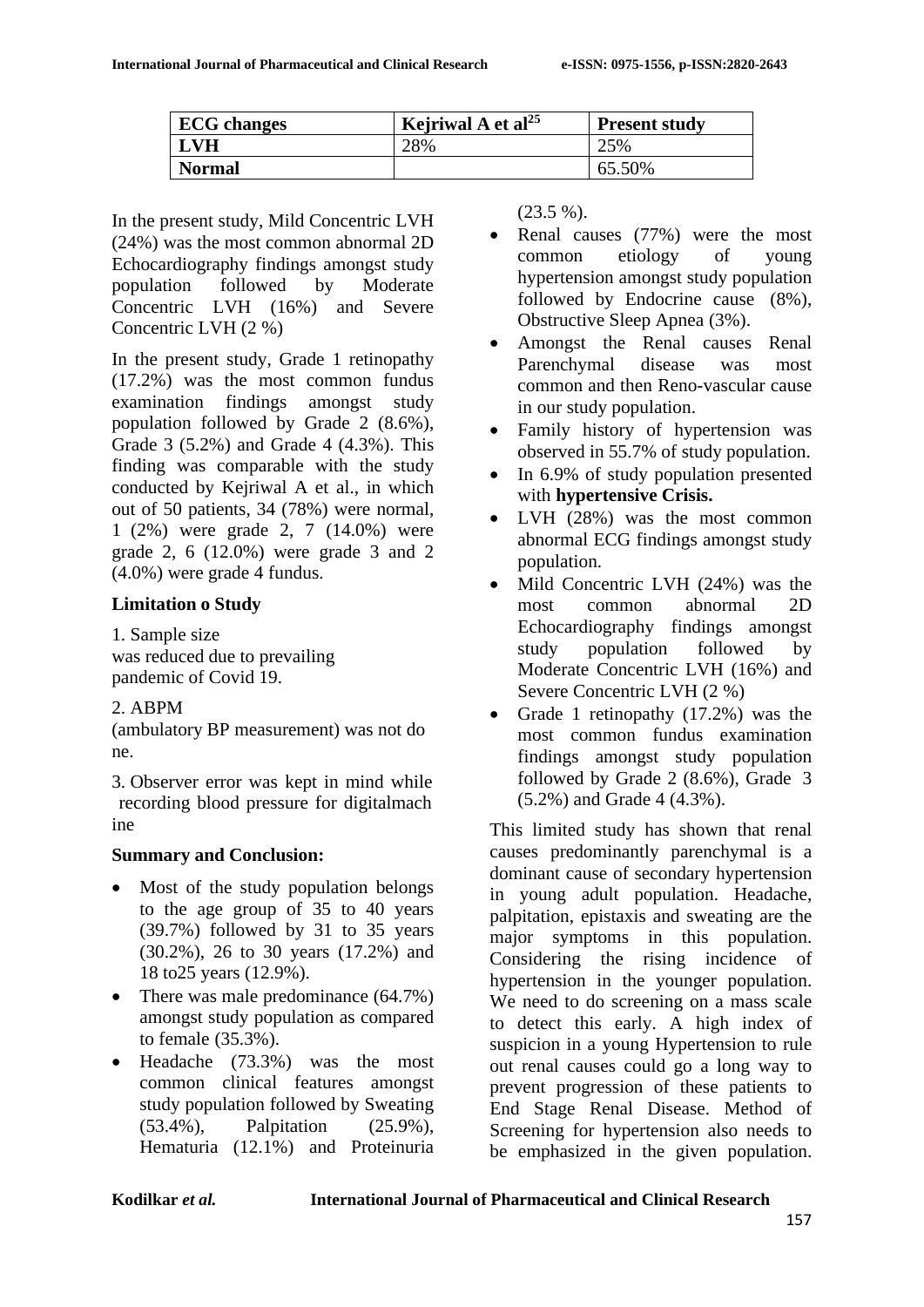| ECG changes | Kejriwal A et al[25] | Present study |
|---|---|---|
| LVH | 28% | 25% |
| Normal | | 65.50% |

In the present study, Mild Concentric LVH (24%) was the most common abnormal 2D Echocardiography findings amongst study population followed by Moderate Concentric LVH (16%) and Severe Concentric LVH (2 %)

In the present study, Grade 1 retinopathy (17.2%) was the most common fundus examination findings amongst study population followed by Grade 2 (8.6%), Grade 3 (5.2%) and Grade 4 (4.3%). This finding was comparable with the study conducted by Kejriwal A et al., in which out of 50 patients, 34 (78%) were normal, 1 (2%) were grade 2, 7 (14.0%) were grade 2, 6 (12.0%) were grade 3 and 2 (4.0%) were grade 4 fundus.

**Limitation o Study**

1. Sample size was reduced due to prevailing pandemic of Covid 19.

2. ABPM (ambulatory BP measurement) was not done.

3. Observer error was kept in mind while recording blood pressure for digitalmachine

**Summary and Conclusion:**

- Most of the study population belongs to the age group of 35 to 40 years (39.7%) followed by 31 to 35 years (30.2%), 26 to 30 years (17.2%) and 18 to25 years (12.9%).
- There was male predominance (64.7%) amongst study population as compared to female (35.3%).
- Headache (73.3%) was the most common clinical features amongst study population followed by Sweating (53.4%), Palpitation (25.9%), Hematuria (12.1%) and Proteinuria (23.5 %).
- Renal causes (77%) were the most common etiology of young hypertension amongst study population followed by Endocrine cause (8%), Obstructive Sleep Apnea (3%).
- Amongst the Renal causes Renal Parenchymal disease was most common and then Reno-vascular cause in our study population.
- Family history of hypertension was observed in 55.7% of study population.
- In 6.9% of study population presented with **hypertensive Crisis.**
- LVH (28%) was the most common abnormal ECG findings amongst study population.
- Mild Concentric LVH (24%) was the most common abnormal 2D Echocardiography findings amongst study population followed by Moderate Concentric LVH (16%) and Severe Concentric LVH (2 %)
- Grade 1 retinopathy (17.2%) was the most common fundus examination findings amongst study population followed by Grade 2 (8.6%), Grade 3 (5.2%) and Grade 4 (4.3%).

This limited study has shown that renal causes predominantly parenchymal is a dominant cause of secondary hypertension in young adult population. Headache, palpitation, epistaxis and sweating are the major symptoms in this population. Considering the rising incidence of hypertension in the younger population. We need to do screening on a mass scale to detect this early. A high index of suspicion in a young Hypertension to rule out renal causes could go a long way to prevent progression of these patients to End Stage Renal Disease. Method of Screening for hypertension also needs to be emphasized in the given population.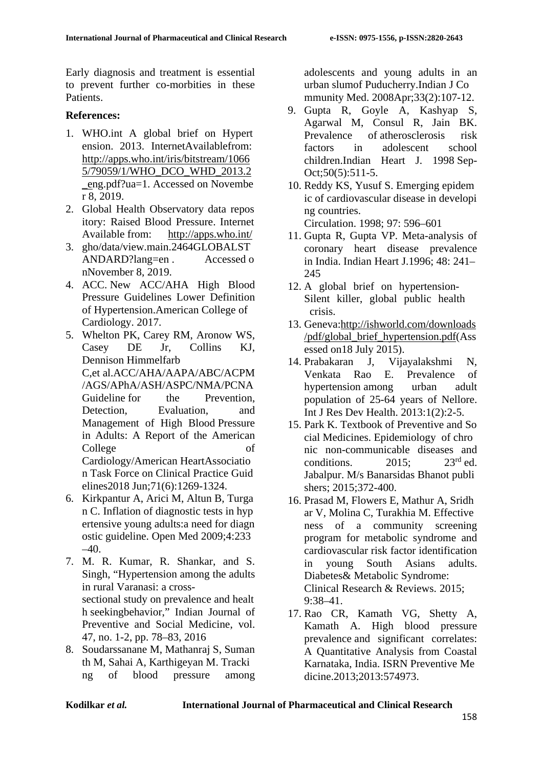Early diagnosis and treatment is essential to prevent further co-morbities in these Patients.

**References:**

1. WHO.int A global brief on Hypertension. 2013. InternetAvailablefrom: http://apps.who.int/iris/bitstream/10665/79059/1/WHO_DCO_WHD_2013.2_eng.pdf?ua=1. Accessed on November 8, 2019.
2. Global Health Observatory data repository: Raised Blood Pressure. Internet Available from: http://apps.who.int/
3. gho/data/view.main.2464GLOBALSTANDARD?lang=en . Accessed onNovember 8, 2019.
4. ACC. New ACC/AHA High Blood Pressure Guidelines Lower Definition of Hypertension.American College of Cardiology. 2017.
5. Whelton PK, Carey RM, Aronow WS, Casey DE Jr, Collins KJ, Dennison Himmelfarb C,et al.ACC/AHA/AAPA/ABC/ACPM/AGS/APhA/ASH/ASPC/NMA/PCNA Guideline for the Prevention, Detection, Evaluation, and Management of High Blood Pressure in Adults: A Report of the American College of Cardiology/American HeartAssociation Task Force on Clinical Practice Guidelines2018 Jun;71(6):1269-1324.
6. Kirkpantur A, Arici M, Altun B, Turgan C. Inflation of diagnostic tests in hypertensive young adults:a need for diagnostic guideline. Open Med 2009;4:233–40.
7. M. R. Kumar, R. Shankar, and S. Singh, "Hypertension among the adults in rural Varanasi: a cross-sectional study on prevalence and health seekingbehavior," Indian Journal of Preventive and Social Medicine, vol. 47, no. 1-2, pp. 78–83, 2016
8. Soudarssanane M, Mathanraj S, Sumanth M, Sahai A, Karthigeyan M. Tracking of blood pressure among adolescents and young adults in an urban slumof Puducherry.Indian J Community Med. 2008Apr;33(2):107-12.
9. Gupta R, Goyle A, Kashyap S, Agarwal M, Consul R, Jain BK. Prevalence of atherosclerosis risk factors in adolescent school children.Indian Heart J. 1998 Sep-Oct;50(5):511-5.
10. Reddy KS, Yusuf S. Emerging epidemic of cardiovascular disease in developing countries. Circulation. 1998; 97: 596–601
11. Gupta R, Gupta VP. Meta-analysis of coronary heart disease prevalence in India. Indian Heart J.1996; 48: 241–245
12. A global brief on hypertension-Silent killer, global public health crisis.
13. Geneva:http://ishworld.com/downloads/pdf/global_brief_hypertension.pdf(Assessed on18 July 2015).
14. Prabakaran J, Vijayalakshmi N, Venkata Rao E. Prevalence of hypertension among urban adult population of 25-64 years of Nellore. Int J Res Dev Health. 2013:1(2):2-5.
15. Park K. Textbook of Preventive and Social Medicines. Epidemiology of chronic non-communicable diseases and conditions. 2015; 23rd ed. Jabalpur. M/s Banarsidas Bhanot publishers; 2015;372-400.
16. Prasad M, Flowers E, Mathur A, Sridhar V, Molina C, Turakhia M. Effectiveness of a community screening program for metabolic syndrome and cardiovascular risk factor identification in young South Asians adults. Diabetes& Metabolic Syndrome: Clinical Research & Reviews. 2015; 9:38–41.
17. Rao CR, Kamath VG, Shetty A, Kamath A. High blood pressure prevalence and significant correlates: A Quantitative Analysis from Coastal Karnataka, India. ISRN Preventive Medicine.2013;2013:574973.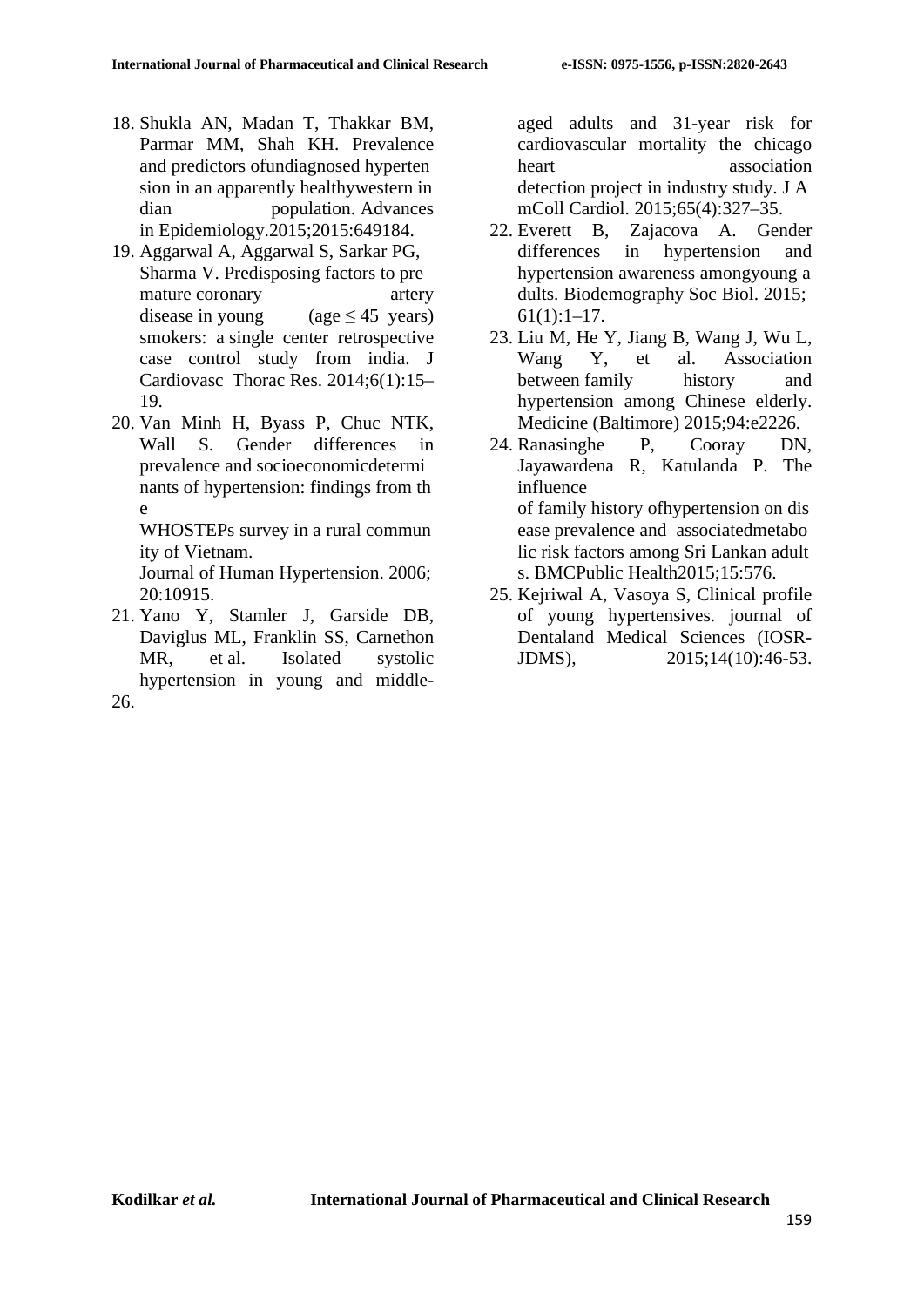18. Shukla AN, Madan T, Thakkar BM, Parmar MM, Shah KH. Prevalence and predictors ofundiagnosed hyperten sion in an apparently healthywestern in dian population. Advances in Epidemiology.2015;2015:649184.
19. Aggarwal A, Aggarwal S, Sarkar PG, Sharma V. Predisposing factors to pre mature coronary artery disease in young (age ≤ 45 years) smokers: a single center retrospective case control study from india. J Cardiovasc Thorac Res. 2014;6(1):15–19.
20. Van Minh H, Byass P, Chuc NTK, Wall S. Gender differences in prevalence and socioeconomicdetermi nants of hypertension: findings from th e WHOSTEPs survey in a rural commun ity of Vietnam. Journal of Human Hypertension. 2006; 20:10915.
21. Yano Y, Stamler J, Garside DB, Daviglus ML, Franklin SS, Carnethon MR, et al. Isolated systolic hypertension in young and middle-aged adults and 31-year risk for cardiovascular mortality the chicago heart association detection project in industry study. J A mColl Cardiol. 2015;65(4):327–35.
22. Everett B, Zajacova A. Gender differences in hypertension and hypertension awareness amongyoung a dults. Biodemography Soc Biol. 2015; 61(1):1–17.
23. Liu M, He Y, Jiang B, Wang J, Wu L, Wang Y, et al. Association between family history and hypertension among Chinese elderly. Medicine (Baltimore) 2015;94:e2226.
24. Ranasinghe P, Cooray DN, Jayawardena R, Katulanda P. The influence of family history ofhypertension on dis ease prevalence and associatedmetabo lic risk factors among Sri Lankan adult s. BMCPublic Health2015;15:576.
25. Kejriwal A, Vasoya S, Clinical profile of young hypertensives. journal of Dentaland Medical Sciences (IOSR-JDMS), 2015;14(10):46-53.
26.